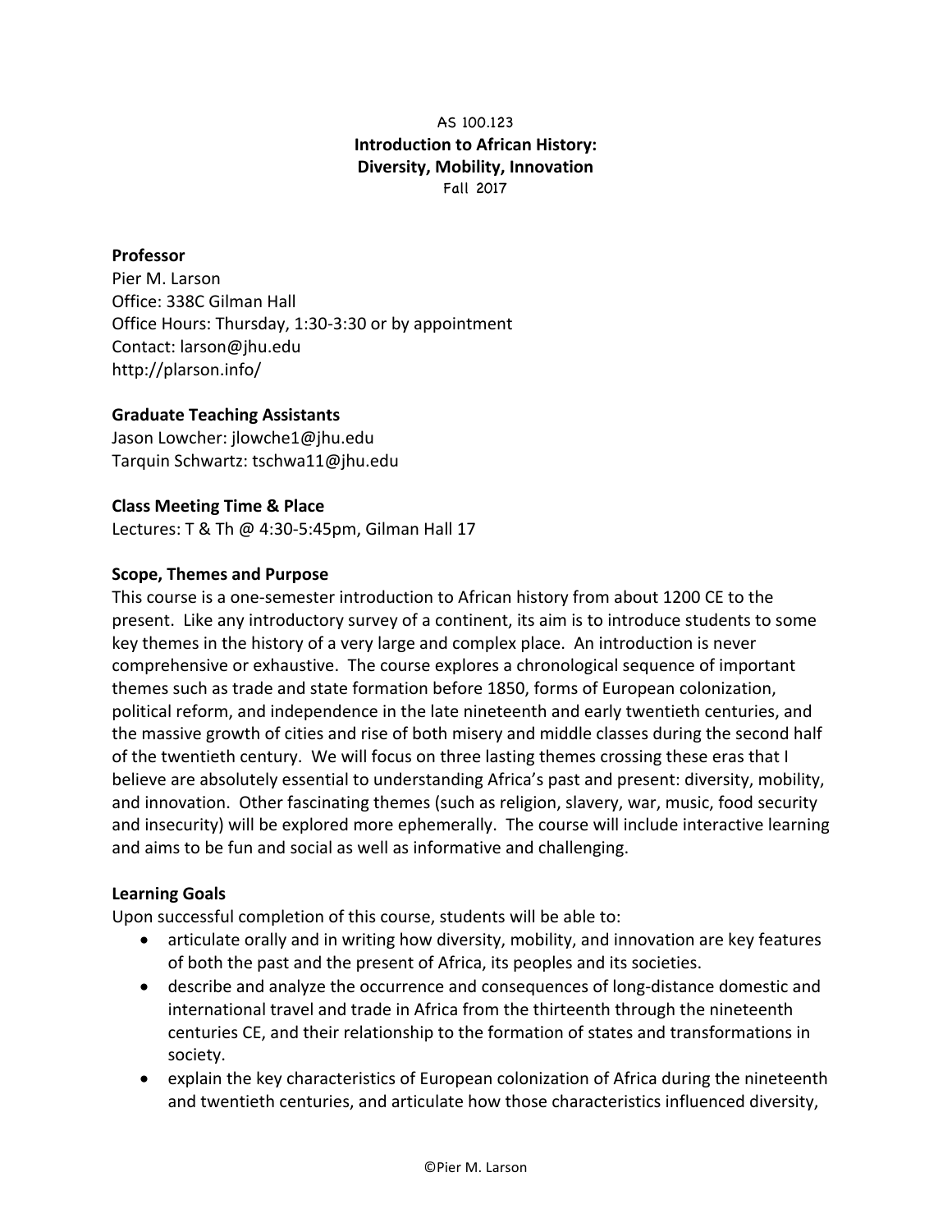AS 100.123

**Introduction to African History:**
**Diversity, Mobility, Innovation**

Fall 2017

**Professor**
Pier M. Larson
Office: 338C Gilman Hall
Office Hours: Thursday, 1:30-3:30 or by appointment
Contact: larson@jhu.edu
http://plarson.info/

**Graduate Teaching Assistants**
Jason Lowcher: jlowche1@jhu.edu
Tarquin Schwartz: tschwa11@jhu.edu

**Class Meeting Time & Place**
Lectures: T & Th @ 4:30-5:45pm, Gilman Hall 17

**Scope, Themes and Purpose**
This course is a one-semester introduction to African history from about 1200 CE to the present. Like any introductory survey of a continent, its aim is to introduce students to some key themes in the history of a very large and complex place. An introduction is never comprehensive or exhaustive. The course explores a chronological sequence of important themes such as trade and state formation before 1850, forms of European colonization, political reform, and independence in the late nineteenth and early twentieth centuries, and the massive growth of cities and rise of both misery and middle classes during the second half of the twentieth century. We will focus on three lasting themes crossing these eras that I believe are absolutely essential to understanding Africa's past and present: diversity, mobility, and innovation. Other fascinating themes (such as religion, slavery, war, music, food security and insecurity) will be explored more ephemerally. The course will include interactive learning and aims to be fun and social as well as informative and challenging.

**Learning Goals**
Upon successful completion of this course, students will be able to:

- articulate orally and in writing how diversity, mobility, and innovation are key features of both the past and the present of Africa, its peoples and its societies.
- describe and analyze the occurrence and consequences of long-distance domestic and international travel and trade in Africa from the thirteenth through the nineteenth centuries CE, and their relationship to the formation of states and transformations in society.
- explain the key characteristics of European colonization of Africa during the nineteenth and twentieth centuries, and articulate how those characteristics influenced diversity,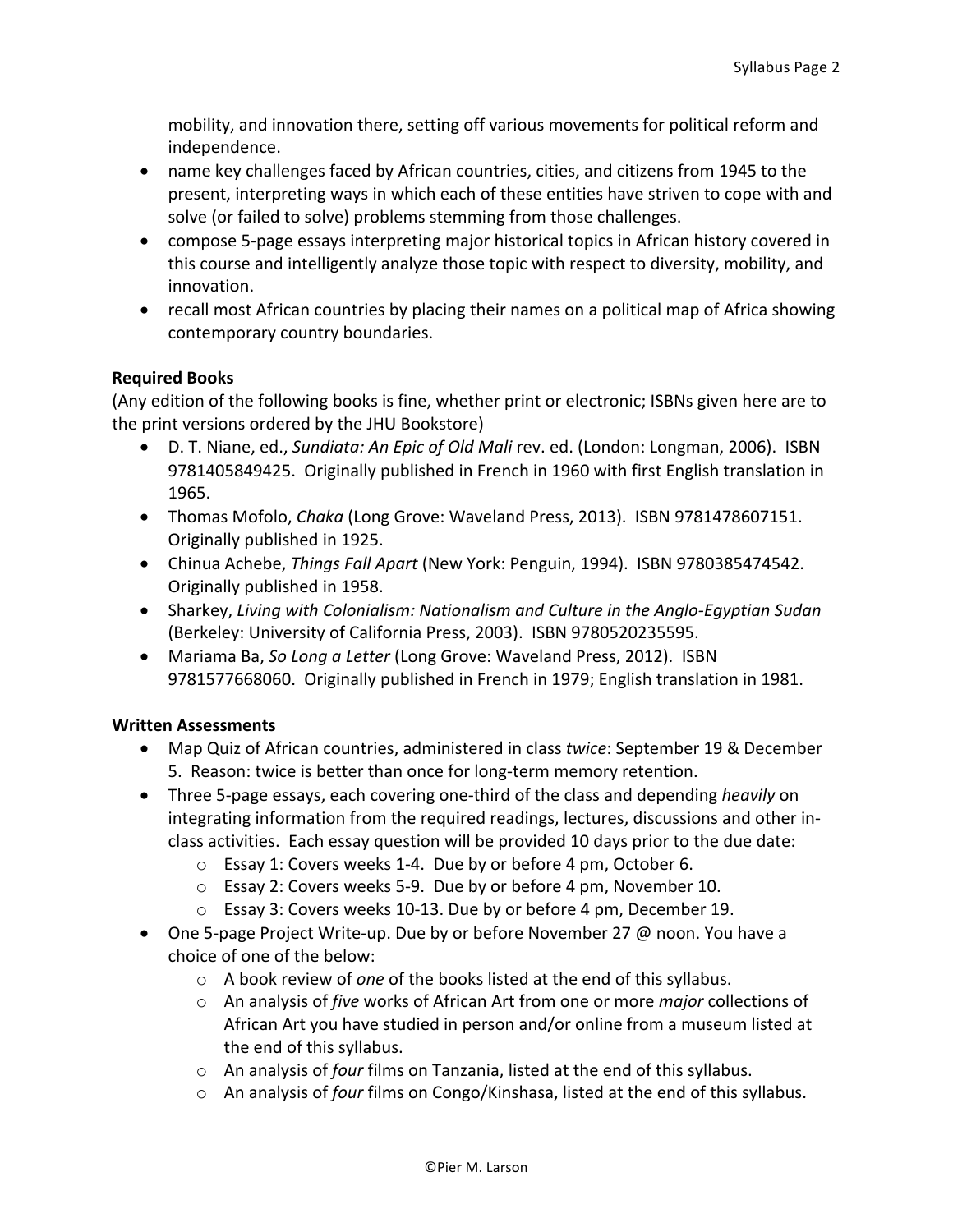mobility, and innovation there, setting off various movements for political reform and independence.

- name key challenges faced by African countries, cities, and citizens from 1945 to the present, interpreting ways in which each of these entities have striven to cope with and solve (or failed to solve) problems stemming from those challenges.
- compose 5-page essays interpreting major historical topics in African history covered in this course and intelligently analyze those topic with respect to diversity, mobility, and innovation.
- recall most African countries by placing their names on a political map of Africa showing contemporary country boundaries.

**Required Books**

(Any edition of the following books is fine, whether print or electronic; ISBNs given here are to the print versions ordered by the JHU Bookstore)

- D. T. Niane, ed., *Sundiata: An Epic of Old Mali* rev. ed. (London: Longman, 2006). ISBN 9781405849425. Originally published in French in 1960 with first English translation in 1965.
- Thomas Mofolo, *Chaka* (Long Grove: Waveland Press, 2013). ISBN 9781478607151. Originally published in 1925.
- Chinua Achebe, *Things Fall Apart* (New York: Penguin, 1994). ISBN 9780385474542. Originally published in 1958.
- Sharkey, *Living with Colonialism: Nationalism and Culture in the Anglo-Egyptian Sudan* (Berkeley: University of California Press, 2003). ISBN 9780520235595.
- Mariama Ba, *So Long a Letter* (Long Grove: Waveland Press, 2012). ISBN 9781577668060. Originally published in French in 1979; English translation in 1981.

**Written Assessments**

- Map Quiz of African countries, administered in class *twice*: September 19 & December 5. Reason: twice is better than once for long-term memory retention.
- Three 5-page essays, each covering one-third of the class and depending *heavily* on integrating information from the required readings, lectures, discussions and other in-class activities. Each essay question will be provided 10 days prior to the due date:
  - Essay 1: Covers weeks 1-4. Due by or before 4 pm, October 6.
  - Essay 2: Covers weeks 5-9. Due by or before 4 pm, November 10.
  - Essay 3: Covers weeks 10-13. Due by or before 4 pm, December 19.
- One 5-page Project Write-up. Due by or before November 27 @ noon. You have a choice of one of the below:
  - A book review of *one* of the books listed at the end of this syllabus.
  - An analysis of *five* works of African Art from one or more *major* collections of African Art you have studied in person and/or online from a museum listed at the end of this syllabus.
  - An analysis of *four* films on Tanzania, listed at the end of this syllabus.
  - An analysis of *four* films on Congo/Kinshasa, listed at the end of this syllabus.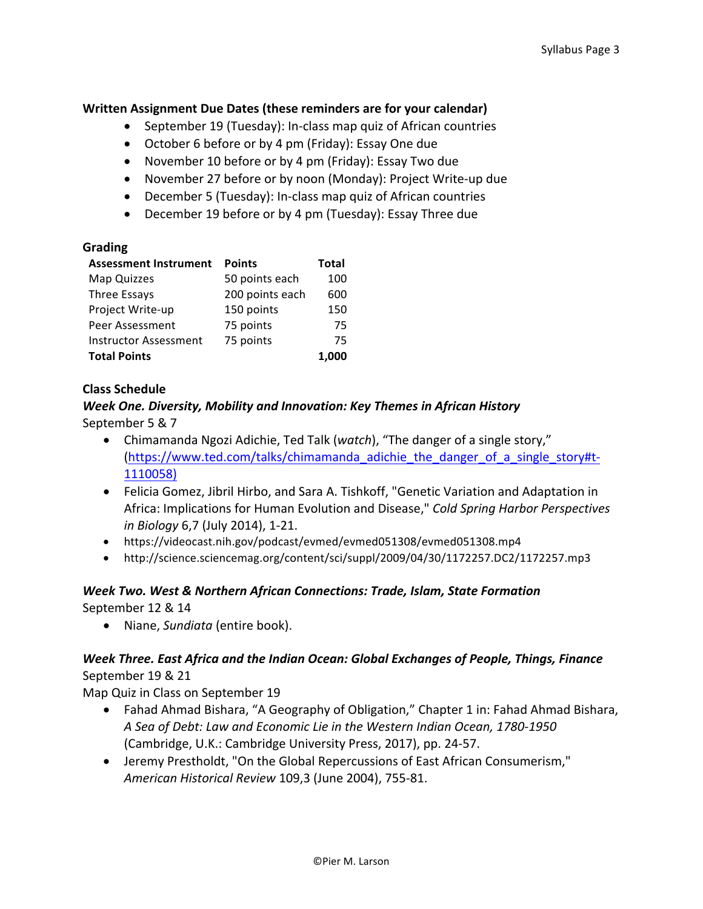**Written Assignment Due Dates (these reminders are for your calendar)**

- September 19 (Tuesday): In-class map quiz of African countries
- October 6 before or by 4 pm (Friday): Essay One due
- November 10 before or by 4 pm (Friday): Essay Two due
- November 27 before or by noon (Monday): Project Write-up due
- December 5 (Tuesday): In-class map quiz of African countries
- December 19 before or by 4 pm (Tuesday): Essay Three due

**Grading**

| Assessment Instrument | Points | Total |
|---|---|---|
| Map Quizzes | 50 points each | 100 |
| Three Essays | 200 points each | 600 |
| Project Write-up | 150 points | 150 |
| Peer Assessment | 75 points | 75 |
| Instructor Assessment | 75 points | 75 |
| **Total Points** | | **1,000** |

**Class Schedule**

***Week One. Diversity, Mobility and Innovation: Key Themes in African History***
September 5 & 7

- Chimamanda Ngozi Adichie, Ted Talk (*watch*), "The danger of a single story," (https://www.ted.com/talks/chimamanda_adichie_the_danger_of_a_single_story#t-1110058)
- Felicia Gomez, Jibril Hirbo, and Sara A. Tishkoff, "Genetic Variation and Adaptation in Africa: Implications for Human Evolution and Disease," *Cold Spring Harbor Perspectives in Biology* 6,7 (July 2014), 1-21.
- https://videocast.nih.gov/podcast/evmed/evmed051308/evmed051308.mp4
- http://science.sciencemag.org/content/sci/suppl/2009/04/30/1172257.DC2/1172257.mp3

***Week Two. West & Northern African Connections: Trade, Islam, State Formation***
September 12 & 14

- Niane, *Sundiata* (entire book).

***Week Three. East Africa and the Indian Ocean: Global Exchanges of People, Things, Finance***
September 19 & 21
Map Quiz in Class on September 19

- Fahad Ahmad Bishara, "A Geography of Obligation," Chapter 1 in: Fahad Ahmad Bishara, *A Sea of Debt: Law and Economic Lie in the Western Indian Ocean, 1780-1950* (Cambridge, U.K.: Cambridge University Press, 2017), pp. 24-57.
- Jeremy Prestholdt, "On the Global Repercussions of East African Consumerism," *American Historical Review* 109,3 (June 2004), 755-81.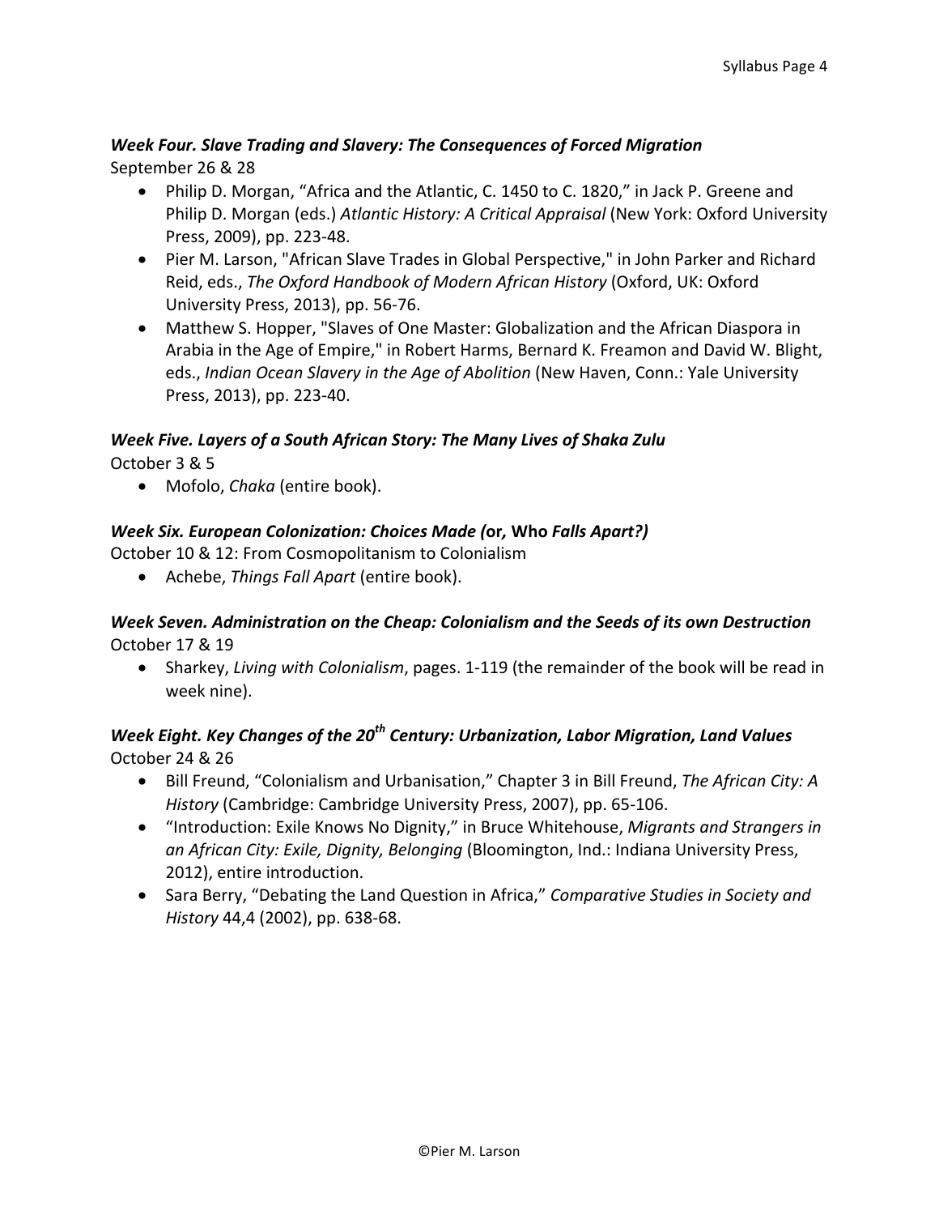### *Week Four. Slave Trading and Slavery: The Consequences of Forced Migration*

September 26 & 28

- Philip D. Morgan, "Africa and the Atlantic, C. 1450 to C. 1820," in Jack P. Greene and Philip D. Morgan (eds.) *Atlantic History: A Critical Appraisal* (New York: Oxford University Press, 2009), pp. 223-48.
- Pier M. Larson, "African Slave Trades in Global Perspective," in John Parker and Richard Reid, eds., *The Oxford Handbook of Modern African History* (Oxford, UK: Oxford University Press, 2013), pp. 56-76.
- Matthew S. Hopper, "Slaves of One Master: Globalization and the African Diaspora in Arabia in the Age of Empire," in Robert Harms, Bernard K. Freamon and David W. Blight, eds., *Indian Ocean Slavery in the Age of Abolition* (New Haven, Conn.: Yale University Press, 2013), pp. 223-40.

### *Week Five. Layers of a South African Story: The Many Lives of Shaka Zulu*

October 3 & 5

- Mofolo, *Chaka* (entire book).

### *Week Six. European Colonization: Choices Made (***or,** **Who** *Falls Apart?)*

October 10 & 12: From Cosmopolitanism to Colonialism

- Achebe, *Things Fall Apart* (entire book).

### *Week Seven. Administration on the Cheap: Colonialism and the Seeds of its own Destruction*

October 17 & 19

- Sharkey, *Living with Colonialism*, pages. 1-119 (the remainder of the book will be read in week nine).

### *Week Eight. Key Changes of the 20th Century: Urbanization, Labor Migration, Land Values*

October 24 & 26

- Bill Freund, "Colonialism and Urbanisation," Chapter 3 in Bill Freund, *The African City: A History* (Cambridge: Cambridge University Press, 2007), pp. 65-106.
- "Introduction: Exile Knows No Dignity," in Bruce Whitehouse, *Migrants and Strangers in an African City: Exile, Dignity, Belonging* (Bloomington, Ind.: Indiana University Press, 2012), entire introduction.
- Sara Berry, "Debating the Land Question in Africa," *Comparative Studies in Society and History* 44,4 (2002), pp. 638-68.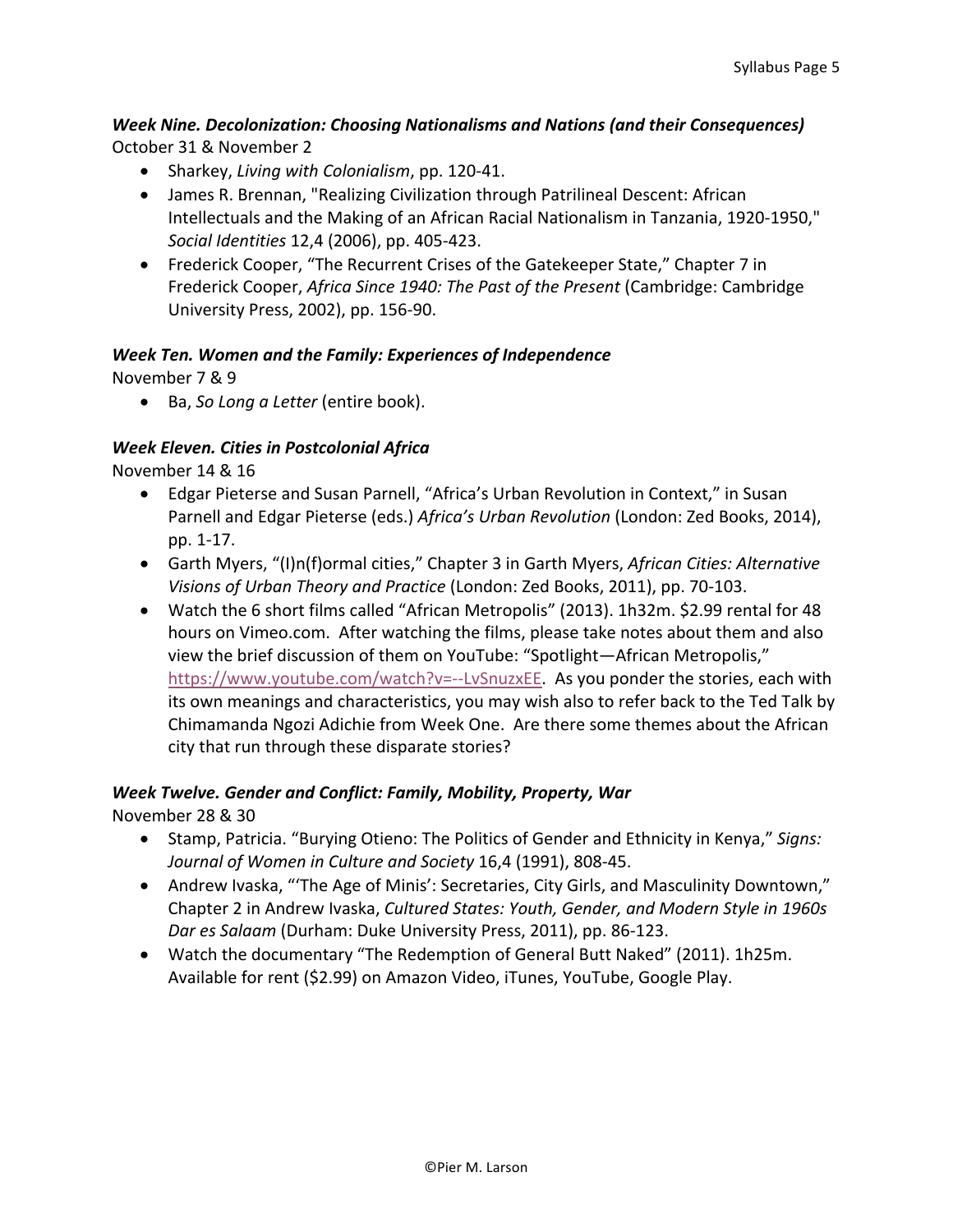***Week Nine. Decolonization: Choosing Nationalisms and Nations (and their Consequences)***
October 31 & November 2

- Sharkey, *Living with Colonialism*, pp. 120-41.
- James R. Brennan, "Realizing Civilization through Patrilineal Descent: African Intellectuals and the Making of an African Racial Nationalism in Tanzania, 1920-1950," *Social Identities* 12,4 (2006), pp. 405-423.
- Frederick Cooper, "The Recurrent Crises of the Gatekeeper State," Chapter 7 in Frederick Cooper, *Africa Since 1940: The Past of the Present* (Cambridge: Cambridge University Press, 2002), pp. 156-90.

***Week Ten. Women and the Family: Experiences of Independence***
November 7 & 9

- Ba, *So Long a Letter* (entire book).

***Week Eleven. Cities in Postcolonial Africa***
November 14 & 16

- Edgar Pieterse and Susan Parnell, "Africa's Urban Revolution in Context," in Susan Parnell and Edgar Pieterse (eds.) *Africa's Urban Revolution* (London: Zed Books, 2014), pp. 1-17.
- Garth Myers, "(I)n(f)ormal cities," Chapter 3 in Garth Myers, *African Cities: Alternative Visions of Urban Theory and Practice* (London: Zed Books, 2011), pp. 70-103.
- Watch the 6 short films called "African Metropolis" (2013). 1h32m. $2.99 rental for 48 hours on Vimeo.com. After watching the films, please take notes about them and also view the brief discussion of them on YouTube: "Spotlight—African Metropolis," https://www.youtube.com/watch?v=--LvSnuzxEE. As you ponder the stories, each with its own meanings and characteristics, you may wish also to refer back to the Ted Talk by Chimamanda Ngozi Adichie from Week One. Are there some themes about the African city that run through these disparate stories?

***Week Twelve. Gender and Conflict: Family, Mobility, Property, War***
November 28 & 30

- Stamp, Patricia. "Burying Otieno: The Politics of Gender and Ethnicity in Kenya," *Signs: Journal of Women in Culture and Society* 16,4 (1991), 808-45.
- Andrew Ivaska, "'The Age of Minis': Secretaries, City Girls, and Masculinity Downtown," Chapter 2 in Andrew Ivaska, *Cultured States: Youth, Gender, and Modern Style in 1960s Dar es Salaam* (Durham: Duke University Press, 2011), pp. 86-123.
- Watch the documentary "The Redemption of General Butt Naked" (2011). 1h25m. Available for rent ($2.99) on Amazon Video, iTunes, YouTube, Google Play.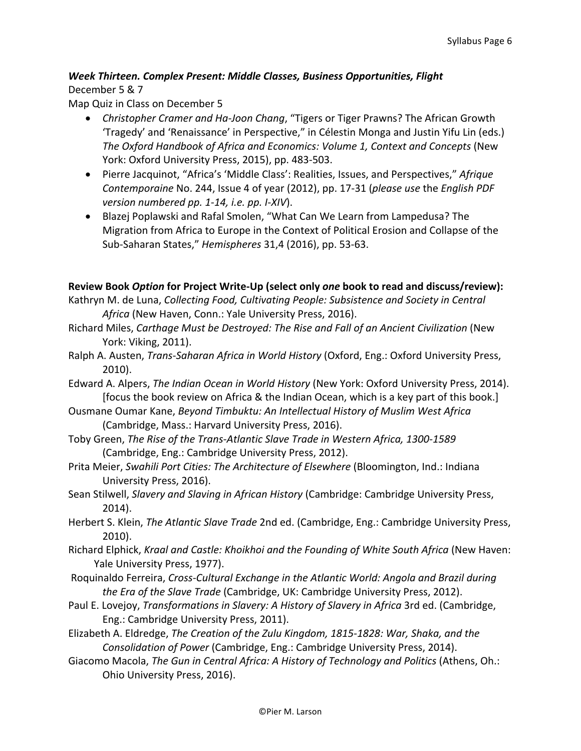### ***Week Thirteen. Complex Present: Middle Classes, Business Opportunities, Flight***

December 5 & 7

Map Quiz in Class on December 5

- *Christopher Cramer and Ha-Joon Chang*, "Tigers or Tiger Prawns? The African Growth 'Tragedy' and 'Renaissance' in Perspective," in Célestin Monga and Justin Yifu Lin (eds.) *The Oxford Handbook of Africa and Economics: Volume 1, Context and Concepts* (New York: Oxford University Press, 2015), pp. 483-503.
- Pierre Jacquinot, "Africa's 'Middle Class': Realities, Issues, and Perspectives," *Afrique Contemporaine* No. 244, Issue 4 of year (2012), pp. 17-31 (*please use* the *English PDF version numbered pp. 1-14, i.e. pp. I-XIV*).
- Blazej Poplawski and Rafal Smolen, "What Can We Learn from Lampedusa? The Migration from Africa to Europe in the Context of Political Erosion and Collapse of the Sub-Saharan States," *Hemispheres* 31,4 (2016), pp. 53-63.

**Review Book *Option* for Project Write-Up (select only *one* book to read and discuss/review):**

Kathryn M. de Luna, *Collecting Food, Cultivating People: Subsistence and Society in Central Africa* (New Haven, Conn.: Yale University Press, 2016).

Richard Miles, *Carthage Must be Destroyed: The Rise and Fall of an Ancient Civilization* (New York: Viking, 2011).

Ralph A. Austen, *Trans-Saharan Africa in World History* (Oxford, Eng.: Oxford University Press, 2010).

Edward A. Alpers, *The Indian Ocean in World History* (New York: Oxford University Press, 2014). [focus the book review on Africa & the Indian Ocean, which is a key part of this book.]

Ousmane Oumar Kane, *Beyond Timbuktu: An Intellectual History of Muslim West Africa* (Cambridge, Mass.: Harvard University Press, 2016).

Toby Green, *The Rise of the Trans-Atlantic Slave Trade in Western Africa, 1300-1589* (Cambridge, Eng.: Cambridge University Press, 2012).

Prita Meier, *Swahili Port Cities: The Architecture of Elsewhere* (Bloomington, Ind.: Indiana University Press, 2016).

Sean Stilwell, *Slavery and Slaving in African History* (Cambridge: Cambridge University Press, 2014).

Herbert S. Klein, *The Atlantic Slave Trade* 2nd ed. (Cambridge, Eng.: Cambridge University Press, 2010).

Richard Elphick, *Kraal and Castle: Khoikhoi and the Founding of White South Africa* (New Haven: Yale University Press, 1977).

Roquinaldo Ferreira, *Cross-Cultural Exchange in the Atlantic World: Angola and Brazil during the Era of the Slave Trade* (Cambridge, UK: Cambridge University Press, 2012).

Paul E. Lovejoy, *Transformations in Slavery: A History of Slavery in Africa* 3rd ed. (Cambridge, Eng.: Cambridge University Press, 2011).

Elizabeth A. Eldredge, *The Creation of the Zulu Kingdom, 1815-1828: War, Shaka, and the Consolidation of Power* (Cambridge, Eng.: Cambridge University Press, 2014).

Giacomo Macola, *The Gun in Central Africa: A History of Technology and Politics* (Athens, Oh.: Ohio University Press, 2016).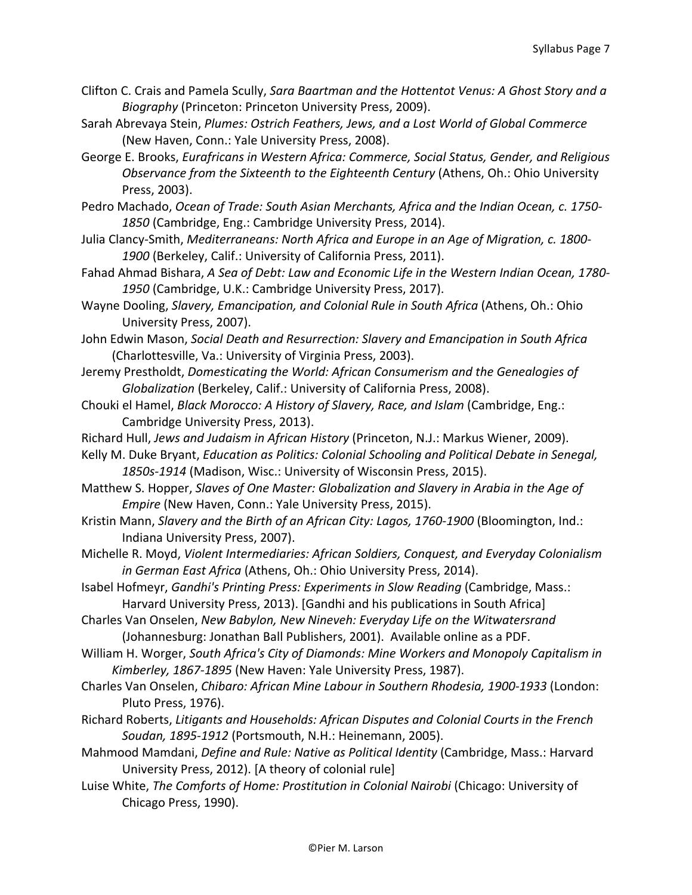Clifton C. Crais and Pamela Scully, *Sara Baartman and the Hottentot Venus: A Ghost Story and a Biography* (Princeton: Princeton University Press, 2009).

Sarah Abrevaya Stein, *Plumes: Ostrich Feathers, Jews, and a Lost World of Global Commerce* (New Haven, Conn.: Yale University Press, 2008).

George E. Brooks, *Eurafricans in Western Africa: Commerce, Social Status, Gender, and Religious Observance from the Sixteenth to the Eighteenth Century* (Athens, Oh.: Ohio University Press, 2003).

Pedro Machado, *Ocean of Trade: South Asian Merchants, Africa and the Indian Ocean, c. 1750-1850* (Cambridge, Eng.: Cambridge University Press, 2014).

Julia Clancy-Smith, *Mediterraneans: North Africa and Europe in an Age of Migration, c. 1800-1900* (Berkeley, Calif.: University of California Press, 2011).

Fahad Ahmad Bishara, *A Sea of Debt: Law and Economic Life in the Western Indian Ocean, 1780-1950* (Cambridge, U.K.: Cambridge University Press, 2017).

Wayne Dooling, *Slavery, Emancipation, and Colonial Rule in South Africa* (Athens, Oh.: Ohio University Press, 2007).

John Edwin Mason, *Social Death and Resurrection: Slavery and Emancipation in South Africa* (Charlottesville, Va.: University of Virginia Press, 2003).

Jeremy Prestholdt, *Domesticating the World: African Consumerism and the Genealogies of Globalization* (Berkeley, Calif.: University of California Press, 2008).

Chouki el Hamel, *Black Morocco: A History of Slavery, Race, and Islam* (Cambridge, Eng.: Cambridge University Press, 2013).

Richard Hull, *Jews and Judaism in African History* (Princeton, N.J.: Markus Wiener, 2009).

Kelly M. Duke Bryant, *Education as Politics: Colonial Schooling and Political Debate in Senegal, 1850s-1914* (Madison, Wisc.: University of Wisconsin Press, 2015).

Matthew S. Hopper, *Slaves of One Master: Globalization and Slavery in Arabia in the Age of Empire* (New Haven, Conn.: Yale University Press, 2015).

Kristin Mann, *Slavery and the Birth of an African City: Lagos, 1760-1900* (Bloomington, Ind.: Indiana University Press, 2007).

Michelle R. Moyd, *Violent Intermediaries: African Soldiers, Conquest, and Everyday Colonialism in German East Africa* (Athens, Oh.: Ohio University Press, 2014).

Isabel Hofmeyr, *Gandhi's Printing Press: Experiments in Slow Reading* (Cambridge, Mass.: Harvard University Press, 2013). [Gandhi and his publications in South Africa]

Charles Van Onselen, *New Babylon, New Nineveh: Everyday Life on the Witwatersrand* (Johannesburg: Jonathan Ball Publishers, 2001). Available online as a PDF.

William H. Worger, *South Africa's City of Diamonds: Mine Workers and Monopoly Capitalism in Kimberley, 1867-1895* (New Haven: Yale University Press, 1987).

Charles Van Onselen, *Chibaro: African Mine Labour in Southern Rhodesia, 1900-1933* (London: Pluto Press, 1976).

Richard Roberts, *Litigants and Households: African Disputes and Colonial Courts in the French Soudan, 1895-1912* (Portsmouth, N.H.: Heinemann, 2005).

Mahmood Mamdani, *Define and Rule: Native as Political Identity* (Cambridge, Mass.: Harvard University Press, 2012). [A theory of colonial rule]

Luise White, *The Comforts of Home: Prostitution in Colonial Nairobi* (Chicago: University of Chicago Press, 1990).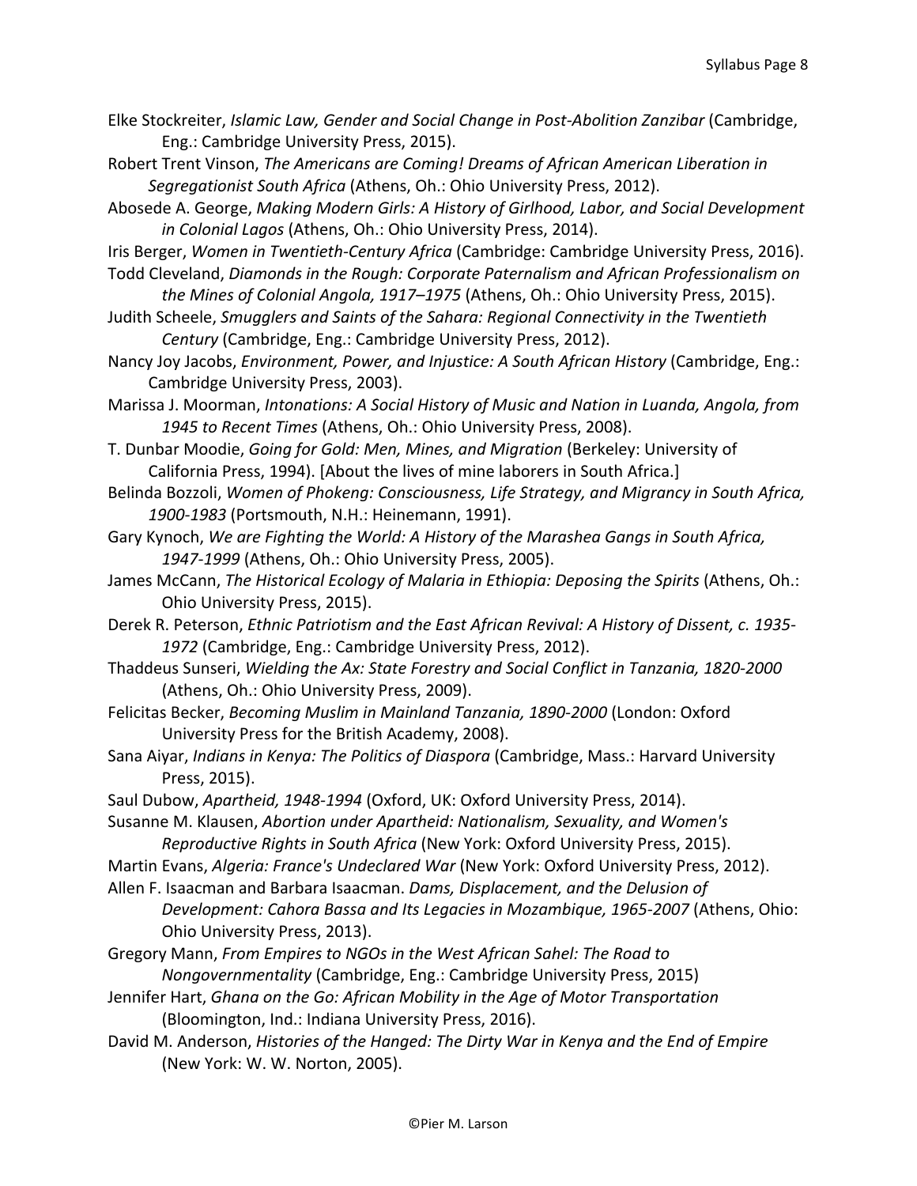Elke Stockreiter, *Islamic Law, Gender and Social Change in Post-Abolition Zanzibar* (Cambridge, Eng.: Cambridge University Press, 2015).

Robert Trent Vinson, *The Americans are Coming! Dreams of African American Liberation in Segregationist South Africa* (Athens, Oh.: Ohio University Press, 2012).

Abosede A. George, *Making Modern Girls: A History of Girlhood, Labor, and Social Development in Colonial Lagos* (Athens, Oh.: Ohio University Press, 2014).

Iris Berger, *Women in Twentieth-Century Africa* (Cambridge: Cambridge University Press, 2016).

Todd Cleveland, *Diamonds in the Rough: Corporate Paternalism and African Professionalism on the Mines of Colonial Angola, 1917–1975* (Athens, Oh.: Ohio University Press, 2015).

Judith Scheele, *Smugglers and Saints of the Sahara: Regional Connectivity in the Twentieth Century* (Cambridge, Eng.: Cambridge University Press, 2012).

Nancy Joy Jacobs, *Environment, Power, and Injustice: A South African History* (Cambridge, Eng.: Cambridge University Press, 2003).

Marissa J. Moorman, *Intonations: A Social History of Music and Nation in Luanda, Angola, from 1945 to Recent Times* (Athens, Oh.: Ohio University Press, 2008).

T. Dunbar Moodie, *Going for Gold: Men, Mines, and Migration* (Berkeley: University of California Press, 1994). [About the lives of mine laborers in South Africa.]

Belinda Bozzoli, *Women of Phokeng: Consciousness, Life Strategy, and Migrancy in South Africa, 1900-1983* (Portsmouth, N.H.: Heinemann, 1991).

Gary Kynoch, *We are Fighting the World: A History of the Marashea Gangs in South Africa, 1947-1999* (Athens, Oh.: Ohio University Press, 2005).

James McCann, *The Historical Ecology of Malaria in Ethiopia: Deposing the Spirits* (Athens, Oh.: Ohio University Press, 2015).

Derek R. Peterson, *Ethnic Patriotism and the East African Revival: A History of Dissent, c. 1935-1972* (Cambridge, Eng.: Cambridge University Press, 2012).

Thaddeus Sunseri, *Wielding the Ax: State Forestry and Social Conflict in Tanzania, 1820-2000* (Athens, Oh.: Ohio University Press, 2009).

Felicitas Becker, *Becoming Muslim in Mainland Tanzania, 1890-2000* (London: Oxford University Press for the British Academy, 2008).

Sana Aiyar, *Indians in Kenya: The Politics of Diaspora* (Cambridge, Mass.: Harvard University Press, 2015).

Saul Dubow, *Apartheid, 1948-1994* (Oxford, UK: Oxford University Press, 2014).

Susanne M. Klausen, *Abortion under Apartheid: Nationalism, Sexuality, and Women's Reproductive Rights in South Africa* (New York: Oxford University Press, 2015).

Martin Evans, *Algeria: France's Undeclared War* (New York: Oxford University Press, 2012).

Allen F. Isaacman and Barbara Isaacman. *Dams, Displacement, and the Delusion of Development: Cahora Bassa and Its Legacies in Mozambique, 1965-2007* (Athens, Ohio: Ohio University Press, 2013).

Gregory Mann, *From Empires to NGOs in the West African Sahel: The Road to Nongovernmentality* (Cambridge, Eng.: Cambridge University Press, 2015)

Jennifer Hart, *Ghana on the Go: African Mobility in the Age of Motor Transportation* (Bloomington, Ind.: Indiana University Press, 2016).

David M. Anderson, *Histories of the Hanged: The Dirty War in Kenya and the End of Empire* (New York: W. W. Norton, 2005).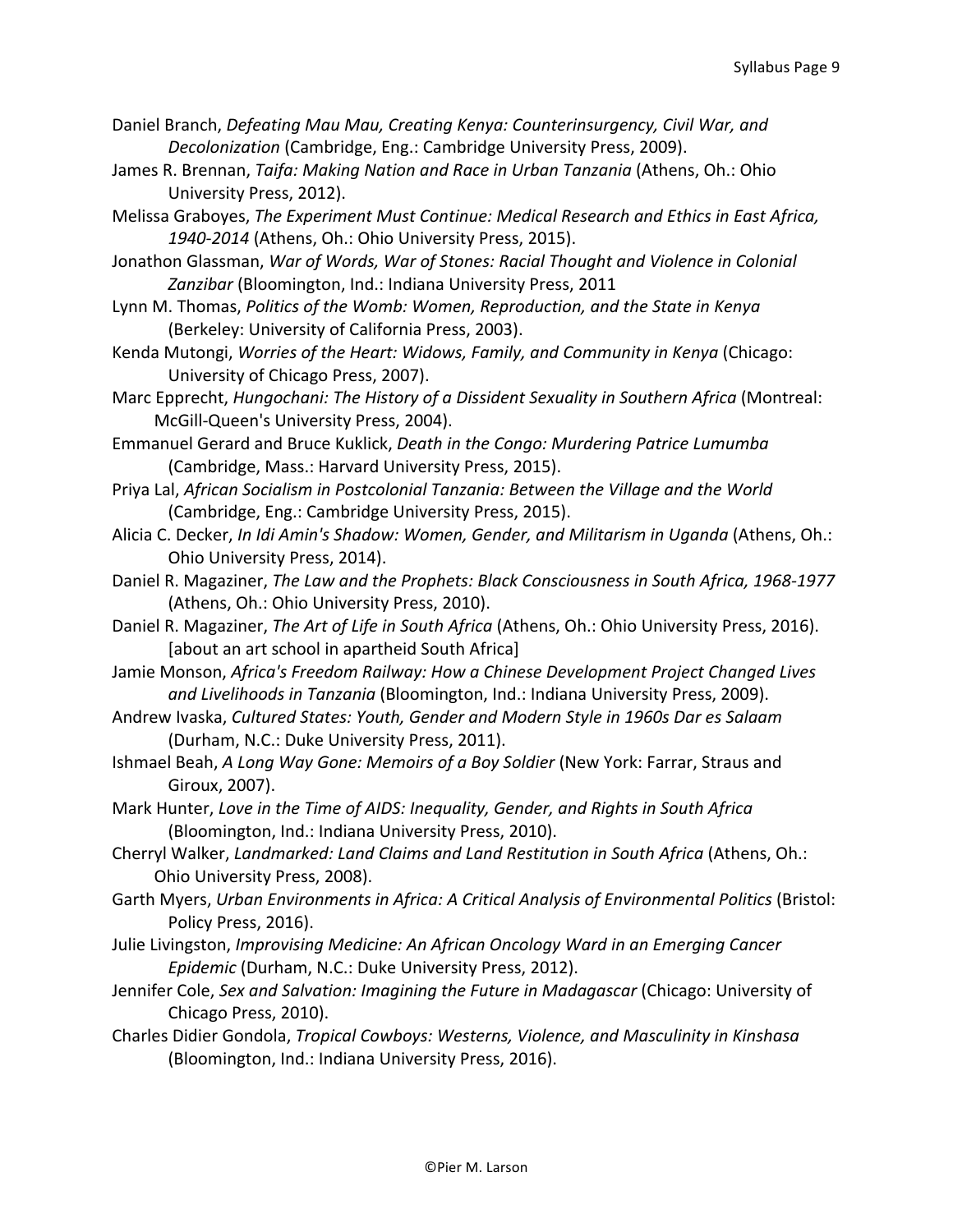Daniel Branch, *Defeating Mau Mau, Creating Kenya: Counterinsurgency, Civil War, and Decolonization* (Cambridge, Eng.: Cambridge University Press, 2009).

James R. Brennan, *Taifa: Making Nation and Race in Urban Tanzania* (Athens, Oh.: Ohio University Press, 2012).

Melissa Graboyes, *The Experiment Must Continue: Medical Research and Ethics in East Africa, 1940-2014* (Athens, Oh.: Ohio University Press, 2015).

Jonathon Glassman, *War of Words, War of Stones: Racial Thought and Violence in Colonial Zanzibar* (Bloomington, Ind.: Indiana University Press, 2011

Lynn M. Thomas, *Politics of the Womb: Women, Reproduction, and the State in Kenya* (Berkeley: University of California Press, 2003).

Kenda Mutongi, *Worries of the Heart: Widows, Family, and Community in Kenya* (Chicago: University of Chicago Press, 2007).

Marc Epprecht, *Hungochani: The History of a Dissident Sexuality in Southern Africa* (Montreal: McGill-Queen's University Press, 2004).

Emmanuel Gerard and Bruce Kuklick, *Death in the Congo: Murdering Patrice Lumumba* (Cambridge, Mass.: Harvard University Press, 2015).

Priya Lal, *African Socialism in Postcolonial Tanzania: Between the Village and the World* (Cambridge, Eng.: Cambridge University Press, 2015).

Alicia C. Decker, *In Idi Amin's Shadow: Women, Gender, and Militarism in Uganda* (Athens, Oh.: Ohio University Press, 2014).

Daniel R. Magaziner, *The Law and the Prophets: Black Consciousness in South Africa, 1968-1977* (Athens, Oh.: Ohio University Press, 2010).

Daniel R. Magaziner, *The Art of Life in South Africa* (Athens, Oh.: Ohio University Press, 2016). [about an art school in apartheid South Africa]

Jamie Monson, *Africa's Freedom Railway: How a Chinese Development Project Changed Lives and Livelihoods in Tanzania* (Bloomington, Ind.: Indiana University Press, 2009).

Andrew Ivaska, *Cultured States: Youth, Gender and Modern Style in 1960s Dar es Salaam* (Durham, N.C.: Duke University Press, 2011).

Ishmael Beah, *A Long Way Gone: Memoirs of a Boy Soldier* (New York: Farrar, Straus and Giroux, 2007).

Mark Hunter, *Love in the Time of AIDS: Inequality, Gender, and Rights in South Africa* (Bloomington, Ind.: Indiana University Press, 2010).

Cherryl Walker, *Landmarked: Land Claims and Land Restitution in South Africa* (Athens, Oh.: Ohio University Press, 2008).

Garth Myers, *Urban Environments in Africa: A Critical Analysis of Environmental Politics* (Bristol: Policy Press, 2016).

Julie Livingston, *Improvising Medicine: An African Oncology Ward in an Emerging Cancer Epidemic* (Durham, N.C.: Duke University Press, 2012).

Jennifer Cole, *Sex and Salvation: Imagining the Future in Madagascar* (Chicago: University of Chicago Press, 2010).

Charles Didier Gondola, *Tropical Cowboys: Westerns, Violence, and Masculinity in Kinshasa* (Bloomington, Ind.: Indiana University Press, 2016).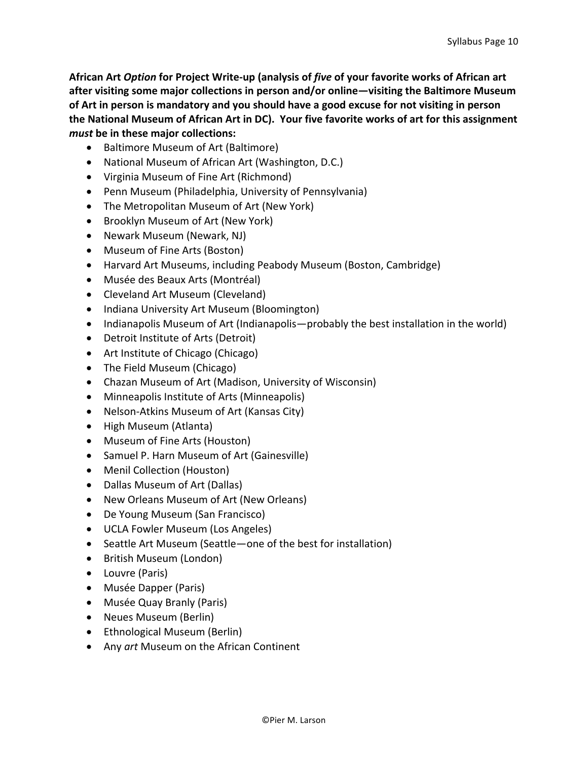**African Art *Option* for Project Write-up (analysis of *five* of your favorite works of African art after visiting some major collections in person and/or online—visiting the Baltimore Museum of Art in person is mandatory and you should have a good excuse for not visiting in person the National Museum of African Art in DC). Your five favorite works of art for this assignment *must* be in these major collections:**

- Baltimore Museum of Art (Baltimore)
- National Museum of African Art (Washington, D.C.)
- Virginia Museum of Fine Art (Richmond)
- Penn Museum (Philadelphia, University of Pennsylvania)
- The Metropolitan Museum of Art (New York)
- Brooklyn Museum of Art (New York)
- Newark Museum (Newark, NJ)
- Museum of Fine Arts (Boston)
- Harvard Art Museums, including Peabody Museum (Boston, Cambridge)
- Musée des Beaux Arts (Montréal)
- Cleveland Art Museum (Cleveland)
- Indiana University Art Museum (Bloomington)
- Indianapolis Museum of Art (Indianapolis—probably the best installation in the world)
- Detroit Institute of Arts (Detroit)
- Art Institute of Chicago (Chicago)
- The Field Museum (Chicago)
- Chazan Museum of Art (Madison, University of Wisconsin)
- Minneapolis Institute of Arts (Minneapolis)
- Nelson-Atkins Museum of Art (Kansas City)
- High Museum (Atlanta)
- Museum of Fine Arts (Houston)
- Samuel P. Harn Museum of Art (Gainesville)
- Menil Collection (Houston)
- Dallas Museum of Art (Dallas)
- New Orleans Museum of Art (New Orleans)
- De Young Museum (San Francisco)
- UCLA Fowler Museum (Los Angeles)
- Seattle Art Museum (Seattle—one of the best for installation)
- British Museum (London)
- Louvre (Paris)
- Musée Dapper (Paris)
- Musée Quay Branly (Paris)
- Neues Museum (Berlin)
- Ethnological Museum (Berlin)
- Any *art* Museum on the African Continent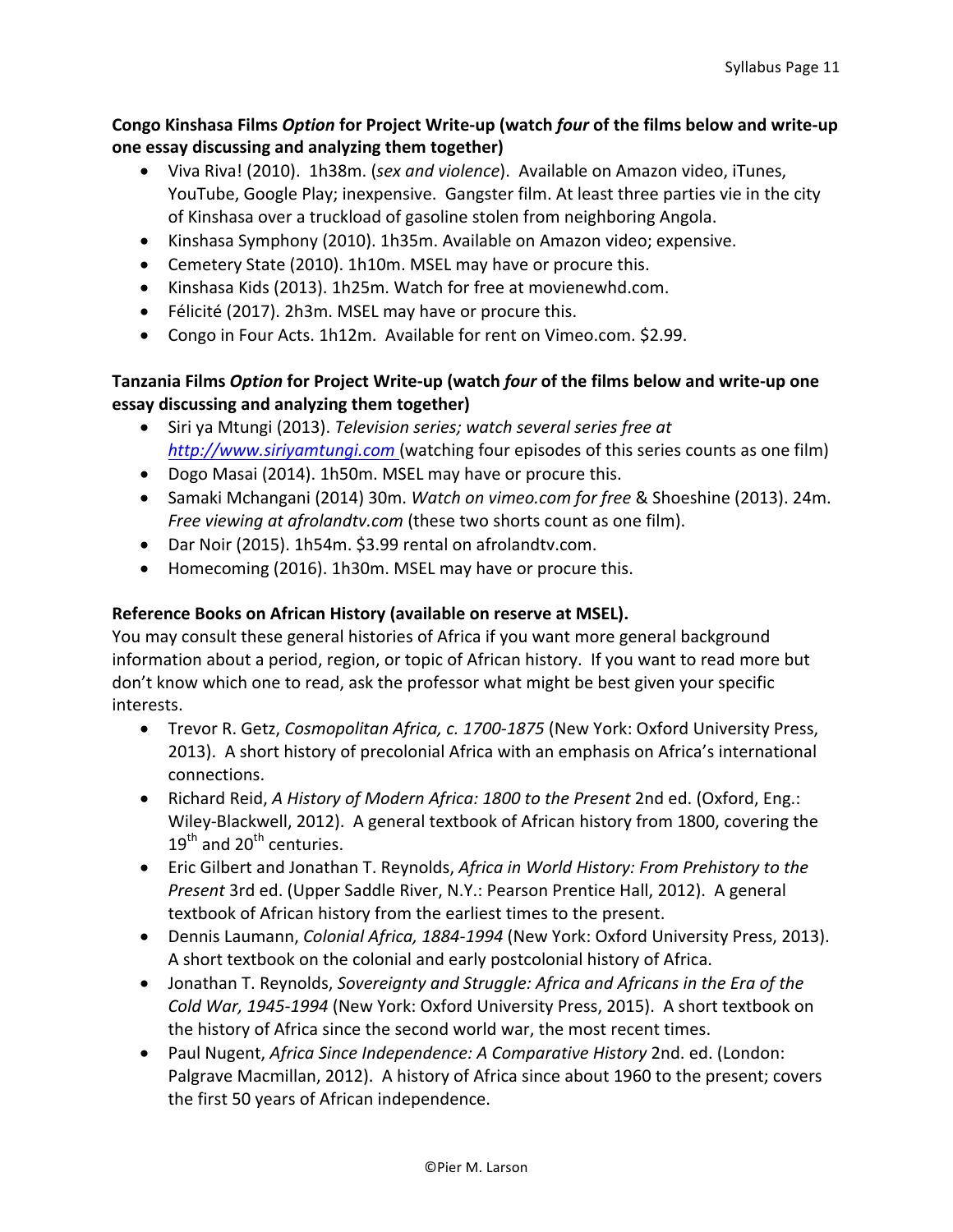**Congo Kinshasa Films *Option* for Project Write-up (watch *four* of the films below and write-up one essay discussing and analyzing them together)**

- Viva Riva! (2010). 1h38m. (*sex and violence*). Available on Amazon video, iTunes, YouTube, Google Play; inexpensive. Gangster film. At least three parties vie in the city of Kinshasa over a truckload of gasoline stolen from neighboring Angola.
- Kinshasa Symphony (2010). 1h35m. Available on Amazon video; expensive.
- Cemetery State (2010). 1h10m. MSEL may have or procure this.
- Kinshasa Kids (2013). 1h25m. Watch for free at movienewhd.com.
- Félicité (2017). 2h3m. MSEL may have or procure this.
- Congo in Four Acts. 1h12m. Available for rent on Vimeo.com. $2.99.

**Tanzania Films *Option* for Project Write-up (watch *four* of the films below and write-up one essay discussing and analyzing them together)**

- Siri ya Mtungi (2013). *Television series; watch several series free at* [*http://www.siriyamtungi.com*](http://www.siriyamtungi.com) (watching four episodes of this series counts as one film)
- Dogo Masai (2014). 1h50m. MSEL may have or procure this.
- Samaki Mchangani (2014) 30m. *Watch on vimeo.com for free* & Shoeshine (2013). 24m. *Free viewing at afrolandtv.com* (these two shorts count as one film).
- Dar Noir (2015). 1h54m. $3.99 rental on afrolandtv.com.
- Homecoming (2016). 1h30m. MSEL may have or procure this.

**Reference Books on African History (available on reserve at MSEL).**

You may consult these general histories of Africa if you want more general background information about a period, region, or topic of African history. If you want to read more but don't know which one to read, ask the professor what might be best given your specific interests.

- Trevor R. Getz, *Cosmopolitan Africa, c. 1700-1875* (New York: Oxford University Press, 2013). A short history of precolonial Africa with an emphasis on Africa's international connections.
- Richard Reid, *A History of Modern Africa: 1800 to the Present* 2nd ed. (Oxford, Eng.: Wiley-Blackwell, 2012). A general textbook of African history from 1800, covering the 19th and 20th centuries.
- Eric Gilbert and Jonathan T. Reynolds, *Africa in World History: From Prehistory to the Present* 3rd ed. (Upper Saddle River, N.Y.: Pearson Prentice Hall, 2012). A general textbook of African history from the earliest times to the present.
- Dennis Laumann, *Colonial Africa, 1884-1994* (New York: Oxford University Press, 2013). A short textbook on the colonial and early postcolonial history of Africa.
- Jonathan T. Reynolds, *Sovereignty and Struggle: Africa and Africans in the Era of the Cold War, 1945-1994* (New York: Oxford University Press, 2015). A short textbook on the history of Africa since the second world war, the most recent times.
- Paul Nugent, *Africa Since Independence: A Comparative History* 2nd. ed. (London: Palgrave Macmillan, 2012). A history of Africa since about 1960 to the present; covers the first 50 years of African independence.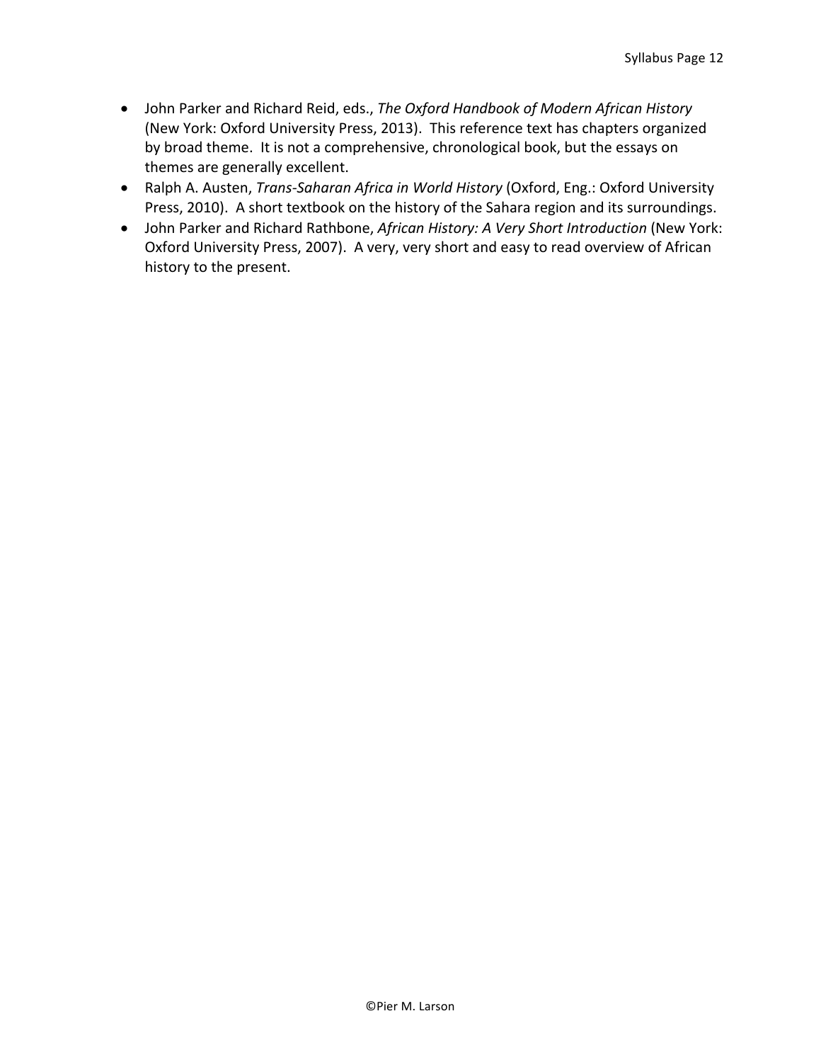- John Parker and Richard Reid, eds., *The Oxford Handbook of Modern African History* (New York: Oxford University Press, 2013). This reference text has chapters organized by broad theme. It is not a comprehensive, chronological book, but the essays on themes are generally excellent.
- Ralph A. Austen, *Trans-Saharan Africa in World History* (Oxford, Eng.: Oxford University Press, 2010). A short textbook on the history of the Sahara region and its surroundings.
- John Parker and Richard Rathbone, *African History: A Very Short Introduction* (New York: Oxford University Press, 2007). A very, very short and easy to read overview of African history to the present.